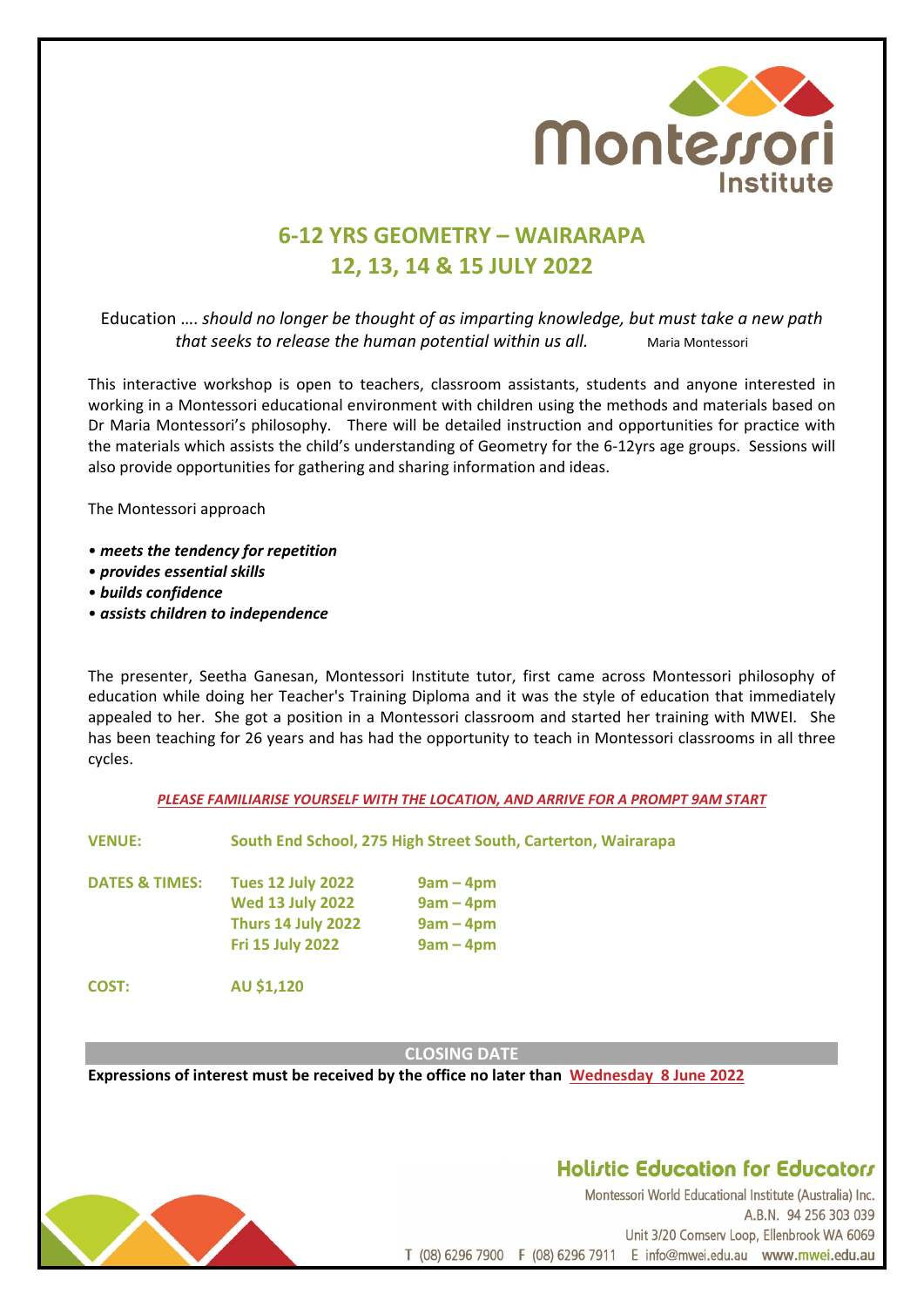Montessori Institute

# 6-12 YRS GEOMETRY – WAIRARAPA
# 12, 13, 14 & 15 JULY 2022

Education …. *should no longer be thought of as imparting knowledge, but must take a new path that seeks to release the human potential within us all.* Maria Montessori

This interactive workshop is open to teachers, classroom assistants, students and anyone interested in working in a Montessori educational environment with children using the methods and materials based on Dr Maria Montessori's philosophy. There will be detailed instruction and opportunities for practice with the materials which assists the child's understanding of Geometry for the 6-12yrs age groups. Sessions will also provide opportunities for gathering and sharing information and ideas.

The Montessori approach

- ***meets the tendency for repetition***
- ***provides essential skills***
- ***builds confidence***
- ***assists children to independence***

The presenter, Seetha Ganesan, Montessori Institute tutor, first came across Montessori philosophy of education while doing her Teacher's Training Diploma and it was the style of education that immediately appealed to her. She got a position in a Montessori classroom and started her training with MWEI. She has been teaching for 26 years and has had the opportunity to teach in Montessori classrooms in all three cycles.

***PLEASE FAMILIARISE YOURSELF WITH THE LOCATION, AND ARRIVE FOR A PROMPT 9AM START***

**VENUE:** **South End School, 275 High Street South, Carterton, Wairarapa**

| **DATES & TIMES:** | **Tues 12 July 2022** | **9am – 4pm** |
|---|---|---|
| | **Wed 13 July 2022** | **9am – 4pm** |
| | **Thurs 14 July 2022** | **9am – 4pm** |
| | **Fri 15 July 2022** | **9am – 4pm** |

**COST:** **AU $1,120**

**CLOSING DATE**

**Expressions of interest must be received by the office no later than Wednesday 8 June 2022**

**Holistic Education for Educators**

Montessori World Educational Institute (Australia) Inc.
A.B.N. 94 256 303 039
Unit 3/20 Comserv Loop, Ellenbrook WA 6069
T (08) 6296 7900 F (08) 6296 7911 E info@mwei.edu.au www.mwei.edu.au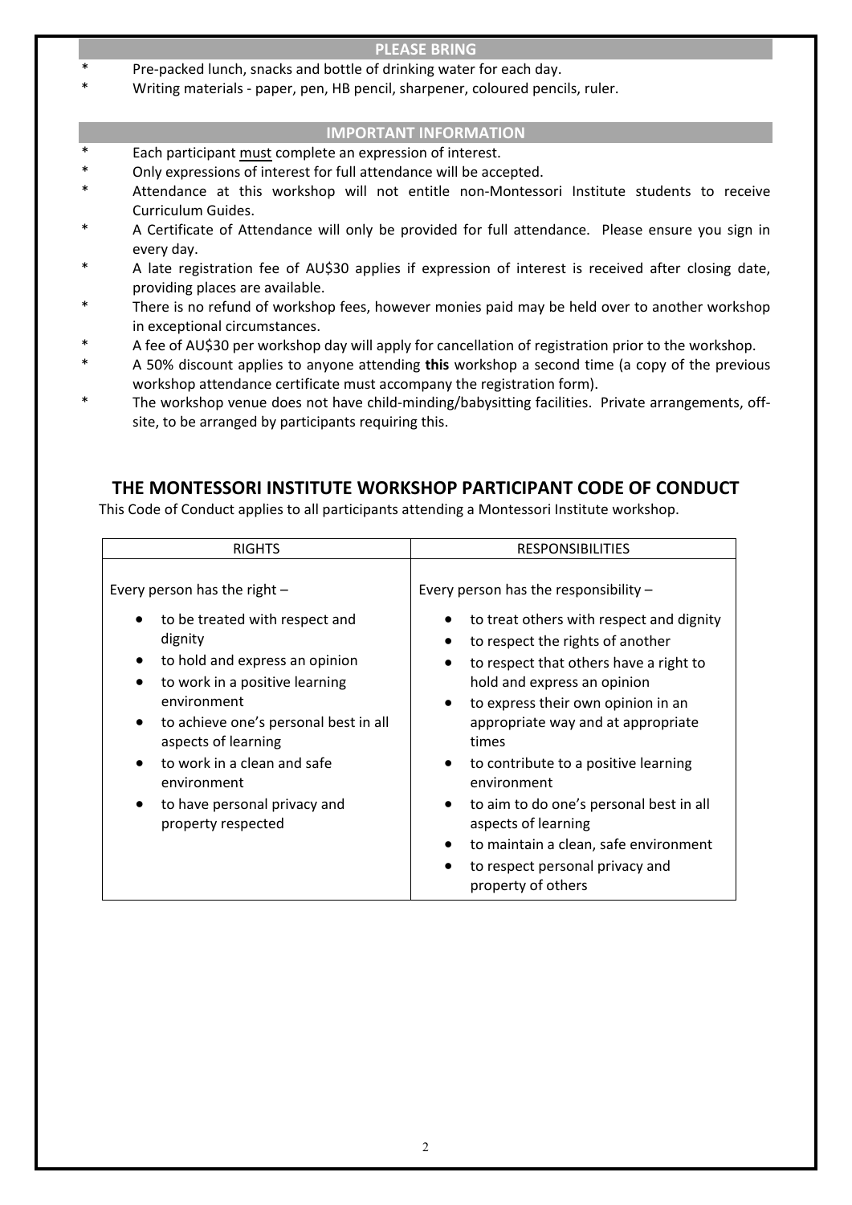## PLEASE BRING

* Pre-packed lunch, snacks and bottle of drinking water for each day.
* Writing materials - paper, pen, HB pencil, sharpener, coloured pencils, ruler.

## IMPORTANT INFORMATION

* Each participant must complete an expression of interest.
* Only expressions of interest for full attendance will be accepted.
* Attendance at this workshop will not entitle non-Montessori Institute students to receive Curriculum Guides.
* A Certificate of Attendance will only be provided for full attendance. Please ensure you sign in every day.
* A late registration fee of AU$30 applies if expression of interest is received after closing date, providing places are available.
* There is no refund of workshop fees, however monies paid may be held over to another workshop in exceptional circumstances.
* A fee of AU$30 per workshop day will apply for cancellation of registration prior to the workshop.
* A 50% discount applies to anyone attending **this** workshop a second time (a copy of the previous workshop attendance certificate must accompany the registration form).
* The workshop venue does not have child-minding/babysitting facilities. Private arrangements, off-site, to be arranged by participants requiring this.

## THE MONTESSORI INSTITUTE WORKSHOP PARTICIPANT CODE OF CONDUCT

This Code of Conduct applies to all participants attending a Montessori Institute workshop.

| RIGHTS | RESPONSIBILITIES |
| --- | --- |
| Every person has the right – <br>• to be treated with respect and dignity <br>• to hold and express an opinion <br>• to work in a positive learning environment <br>• to achieve one's personal best in all aspects of learning <br>• to work in a clean and safe environment <br>• to have personal privacy and property respected | Every person has the responsibility – <br>• to treat others with respect and dignity <br>• to respect the rights of another <br>• to respect that others have a right to hold and express an opinion <br>• to express their own opinion in an appropriate way and at appropriate times <br>• to contribute to a positive learning environment <br>• to aim to do one's personal best in all aspects of learning <br>• to maintain a clean, safe environment <br>• to respect personal privacy and property of others |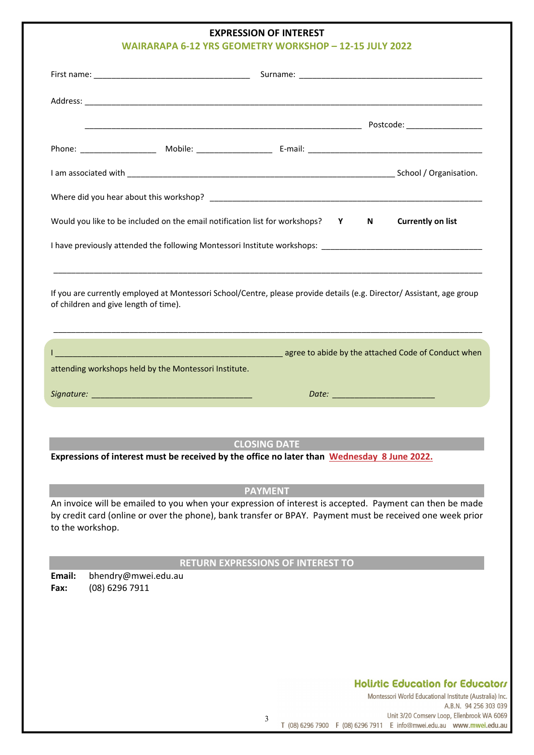# EXPRESSION OF INTEREST

## WAIRARAPA 6-12 YRS GEOMETRY WORKSHOP – 12-15 JULY 2022

First name: ______________________________ Surname: ______________________________________

Address: ___________________________________________________________________________

___________________________________________________________ Postcode: _______________

Phone: ________________ Mobile: ________________ E-mail: ____________________________________

I am associated with _______________________________________________________ School / Organisation.

Where did you hear about this workshop? _____________________________________________________

Would you like to be included on the email notification list for workshops? **Y** **N** **Currently on list**

I have previously attended the following Montessori Institute workshops: ___________________________

_____________________________________________________________________________________

If you are currently employed at Montessori School/Centre, please provide details (e.g. Director/ Assistant, age group of children and give length of time).

_____________________________________________________________________________________

I ___________________________________________ agree to abide by the attached Code of Conduct when attending workshops held by the Montessori Institute.

*Signature:* ______________________________ *Date:* ____________________

## CLOSING DATE

**Expressions of interest must be received by the office no later than Wednesday 8 June 2022.**

## PAYMENT

An invoice will be emailed to you when your expression of interest is accepted. Payment can then be made by credit card (online or over the phone), bank transfer or BPAY. Payment must be received one week prior to the workshop.

## RETURN EXPRESSIONS OF INTEREST TO

**Email:** bhendry@mwei.edu.au
**Fax:** (08) 6296 7911

**Holistic Education for Educators**
Montessori World Educational Institute (Australia) Inc.
A.B.N. 94 256 303 039
Unit 3/20 Comserv Loop, Ellenbrook WA 6069
T (08) 6296 7900 F (08) 6296 7911 E info@mwei.edu.au www.mwei.edu.au